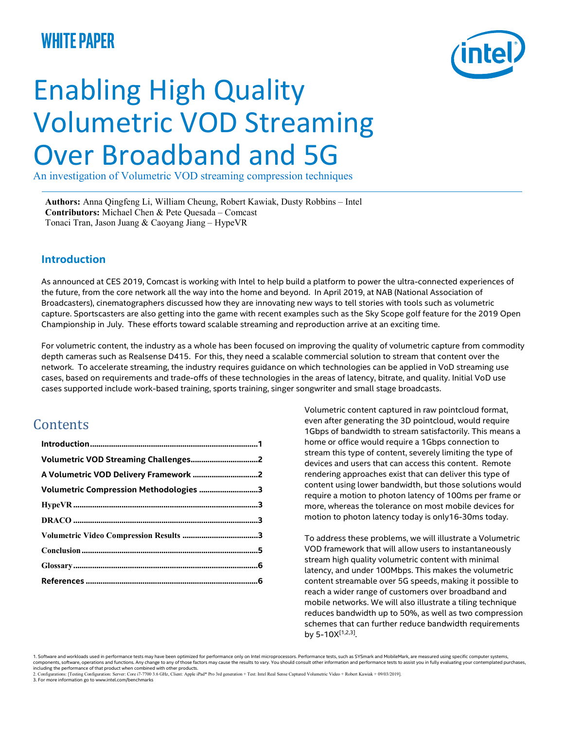# WHITE PAPER

# Enabling High Quality Volumetric VOD Streaming Over Broadband and 5G

An investigation of Volumetric VOD streaming compression techniques

**Authors:** Anna Qingfeng Li, William Cheung, Robert Kawiak, Dusty Robbins – Intel
**Contributors:** Michael Chen & Pete Quesada – Comcast
Tonaci Tran, Jason Juang & Caoyang Jiang – HypeVR

## Introduction

As announced at CES 2019, Comcast is working with Intel to help build a platform to power the ultra-connected experiences of the future, from the core network all the way into the home and beyond. In April 2019, at NAB (National Association of Broadcasters), cinematographers discussed how they are innovating new ways to tell stories with tools such as volumetric capture. Sportscasters are also getting into the game with recent examples such as the Sky Scope golf feature for the 2019 Open Championship in July. These efforts toward scalable streaming and reproduction arrive at an exciting time.

For volumetric content, the industry as a whole has been focused on improving the quality of volumetric capture from commodity depth cameras such as Realsense D415. For this, they need a scalable commercial solution to stream that content over the network. To accelerate streaming, the industry requires guidance on which technologies can be applied in VoD streaming use cases, based on requirements and trade-offs of these technologies in the areas of latency, bitrate, and quality. Initial VoD use cases supported include work-based training, sports training, singer songwriter and small stage broadcasts.

## Contents

| | |
|---|---|
| **Introduction** | **1** |
| **Volumetric VOD Streaming Challenges** | **2** |
| **A Volumetric VOD Delivery Framework** | **2** |
| **Volumetric Compression Methodologies** | **3** |
| **HypeVR** | **3** |
| **DRACO** | **3** |
| **Volumetric Video Compression Results** | **3** |
| **Conclusion** | **5** |
| **Glossary** | **6** |
| **References** | **6** |

Volumetric content captured in raw pointcloud format, even after generating the 3D pointcloud, would require 1Gbps of bandwidth to stream satisfactorily. This means a home or office would require a 1Gbps connection to stream this type of content, severely limiting the type of devices and users that can access this content. Remote rendering approaches exist that can deliver this type of content using lower bandwidth, but those solutions would require a motion to photon latency of 100ms per frame or more, whereas the tolerance on most mobile devices for motion to photon latency today is only16-30ms today.

To address these problems, we will illustrate a Volumetric VOD framework that will allow users to instantaneously stream high quality volumetric content with minimal latency, and under 100Mbps. This makes the volumetric content streamable over 5G speeds, making it possible to reach a wider range of customers over broadband and mobile networks. We will also illustrate a tiling technique reduces bandwidth up to 50%, as well as two compression schemes that can further reduce bandwidth requirements by 5-10X[1,2,3].

1. Software and workloads used in performance tests may have been optimized for performance only on Intel microprocessors. Performance tests, such as SYSmark and MobileMark, are measured using specific computer systems, components, software, operations and functions. Any change to any of those factors may cause the results to vary. You should consult other information and performance tests to assist you in fully evaluating your contemplated purchases, including the performance of that product when combined with other products.
2. Configurations: [Testing Configuration: Server: Core i7-7700 3.6 GHz, Client: Apple iPad* Pro 3rd generation + Test: Intel Real Sense Captured Volumetric Video + Robert Kawiak + 09/03/2019].
3. For more information go to www.intel.com/benchmarks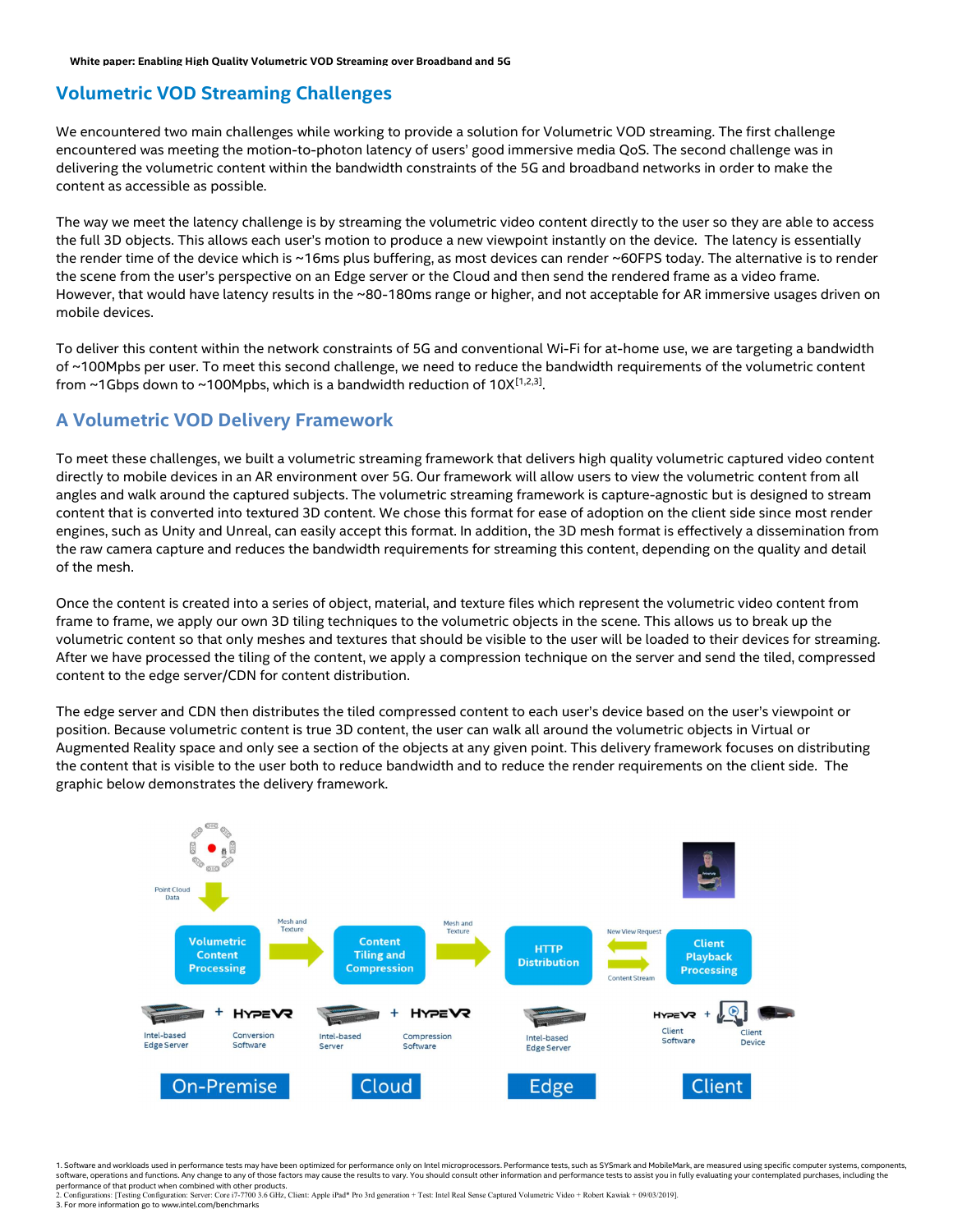## Volumetric VOD Streaming Challenges

We encountered two main challenges while working to provide a solution for Volumetric VOD streaming. The first challenge encountered was meeting the motion-to-photon latency of users' good immersive media QoS. The second challenge was in delivering the volumetric content within the bandwidth constraints of the 5G and broadband networks in order to make the content as accessible as possible.

The way we meet the latency challenge is by streaming the volumetric video content directly to the user so they are able to access the full 3D objects. This allows each user's motion to produce a new viewpoint instantly on the device. The latency is essentially the render time of the device which is ~16ms plus buffering, as most devices can render ~60FPS today. The alternative is to render the scene from the user's perspective on an Edge server or the Cloud and then send the rendered frame as a video frame. However, that would have latency results in the ~80-180ms range or higher, and not acceptable for AR immersive usages driven on mobile devices.

To deliver this content within the network constraints of 5G and conventional Wi-Fi for at-home use, we are targeting a bandwidth of ~100Mpbs per user. To meet this second challenge, we need to reduce the bandwidth requirements of the volumetric content from ~1Gbps down to ~100Mpbs, which is a bandwidth reduction of 10X[1,2,3].

## A Volumetric VOD Delivery Framework

To meet these challenges, we built a volumetric streaming framework that delivers high quality volumetric captured video content directly to mobile devices in an AR environment over 5G. Our framework will allow users to view the volumetric content from all angles and walk around the captured subjects. The volumetric streaming framework is capture-agnostic but is designed to stream content that is converted into textured 3D content. We chose this format for ease of adoption on the client side since most render engines, such as Unity and Unreal, can easily accept this format. In addition, the 3D mesh format is effectively a dissemination from the raw camera capture and reduces the bandwidth requirements for streaming this content, depending on the quality and detail of the mesh.

Once the content is created into a series of object, material, and texture files which represent the volumetric video content from frame to frame, we apply our own 3D tiling techniques to the volumetric objects in the scene. This allows us to break up the volumetric content so that only meshes and textures that should be visible to the user will be loaded to their devices for streaming. After we have processed the tiling of the content, we apply a compression technique on the server and send the tiled, compressed content to the edge server/CDN for content distribution.

The edge server and CDN then distributes the tiled compressed content to each user's device based on the user's viewpoint or position. Because volumetric content is true 3D content, the user can walk all around the volumetric objects in Virtual or Augmented Reality space and only see a section of the objects at any given point. This delivery framework focuses on distributing the content that is visible to the user both to reduce bandwidth and to reduce the render requirements on the client side. The graphic below demonstrates the delivery framework.

Point Cloud Data → Volumetric Content Processing —(Mesh and Texture)→ Content Tiling and Compression —(Mesh and Texture)→ HTTP Distribution ⇄ (New View Request / Content Stream) Client Playback Processing

- On-Premise: Intel-based Edge Server + HYPEVR Conversion Software
- Cloud: Intel-based Server + HYPEVR Compression Software
- Edge: Intel-based Edge Server
- Client: HYPEVR Client Software + Client Device

1. Software and workloads used in performance tests may have been optimized for performance only on Intel microprocessors. Performance tests, such as SYSmark and MobileMark, are measured using specific computer systems, components, software, operations and functions. Any change to any of those factors may cause the results to vary. You should consult other information and performance tests to assist you in fully evaluating your contemplated purchases, including the performance of that product when combined with other products.
2. Configurations: [Testing Configuration: Server: Core i7-7700 3.6 GHz, Client: Apple iPad® Pro 3rd generation + Test: Intel Real Sense Captured Volumetric Video + Robert Kawiak + 09/03/2019].
3. For more information go to www.intel.com/benchmarks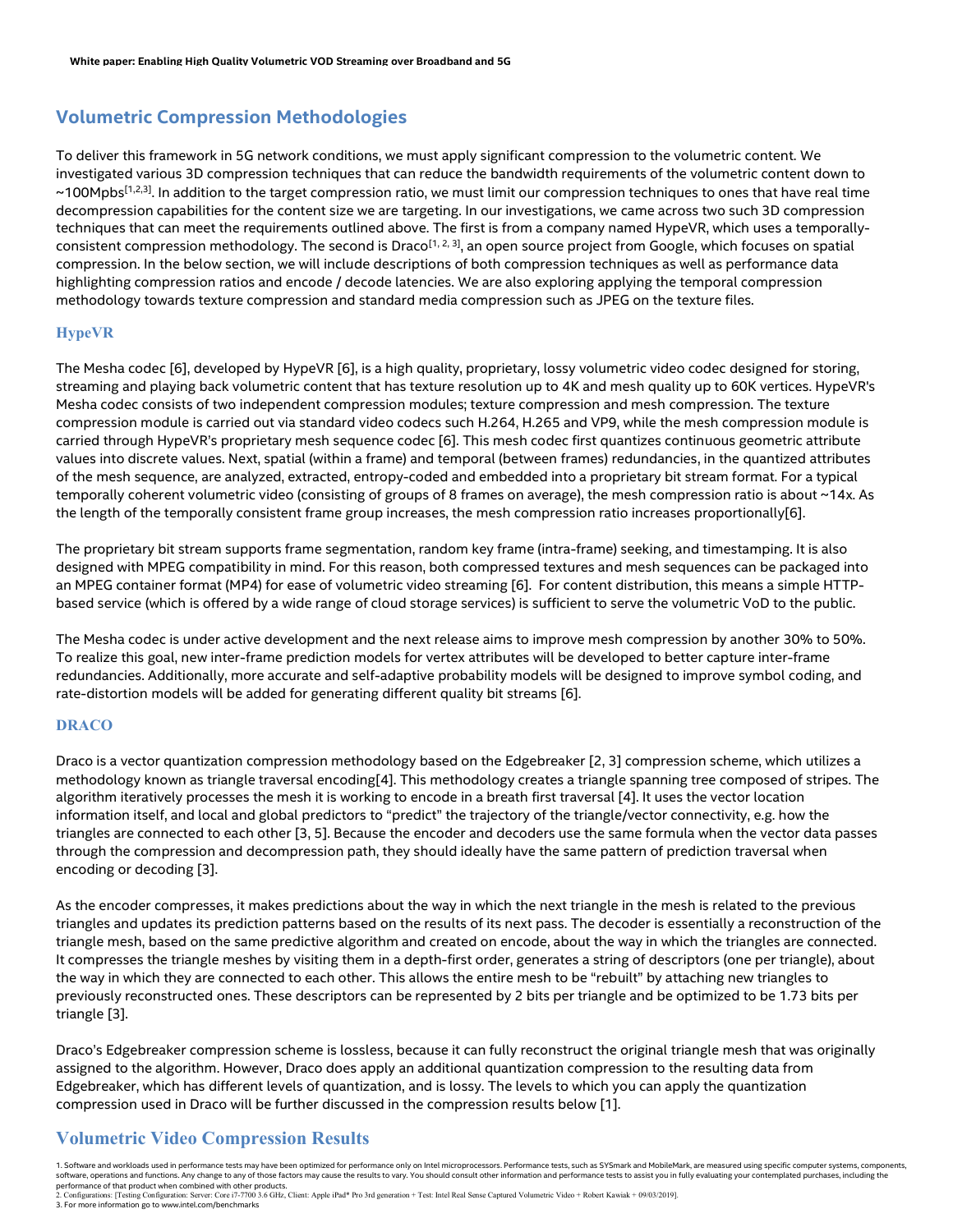## Volumetric Compression Methodologies

To deliver this framework in 5G network conditions, we must apply significant compression to the volumetric content. We investigated various 3D compression techniques that can reduce the bandwidth requirements of the volumetric content down to ~100Mpbs[1,2,3]. In addition to the target compression ratio, we must limit our compression techniques to ones that have real time decompression capabilities for the content size we are targeting. In our investigations, we came across two such 3D compression techniques that can meet the requirements outlined above. The first is from a company named HypeVR, which uses a temporally-consistent compression methodology. The second is Draco[1, 2, 3], an open source project from Google, which focuses on spatial compression. In the below section, we will include descriptions of both compression techniques as well as performance data highlighting compression ratios and encode / decode latencies. We are also exploring applying the temporal compression methodology towards texture compression and standard media compression such as JPEG on the texture files.

### HypeVR

The Mesha codec [6], developed by HypeVR [6], is a high quality, proprietary, lossy volumetric video codec designed for storing, streaming and playing back volumetric content that has texture resolution up to 4K and mesh quality up to 60K vertices. HypeVR's Mesha codec consists of two independent compression modules; texture compression and mesh compression. The texture compression module is carried out via standard video codecs such H.264, H.265 and VP9, while the mesh compression module is carried through HypeVR's proprietary mesh sequence codec [6]. This mesh codec first quantizes continuous geometric attribute values into discrete values. Next, spatial (within a frame) and temporal (between frames) redundancies, in the quantized attributes of the mesh sequence, are analyzed, extracted, entropy-coded and embedded into a proprietary bit stream format. For a typical temporally coherent volumetric video (consisting of groups of 8 frames on average), the mesh compression ratio is about ~14x. As the length of the temporally consistent frame group increases, the mesh compression ratio increases proportionally[6].

The proprietary bit stream supports frame segmentation, random key frame (intra-frame) seeking, and timestamping. It is also designed with MPEG compatibility in mind. For this reason, both compressed textures and mesh sequences can be packaged into an MPEG container format (MP4) for ease of volumetric video streaming [6]. For content distribution, this means a simple HTTP-based service (which is offered by a wide range of cloud storage services) is sufficient to serve the volumetric VoD to the public.

The Mesha codec is under active development and the next release aims to improve mesh compression by another 30% to 50%. To realize this goal, new inter-frame prediction models for vertex attributes will be developed to better capture inter-frame redundancies. Additionally, more accurate and self-adaptive probability models will be designed to improve symbol coding, and rate-distortion models will be added for generating different quality bit streams [6].

### DRACO

Draco is a vector quantization compression methodology based on the Edgebreaker [2, 3] compression scheme, which utilizes a methodology known as triangle traversal encoding[4]. This methodology creates a triangle spanning tree composed of stripes. The algorithm iteratively processes the mesh it is working to encode in a breath first traversal [4]. It uses the vector location information itself, and local and global predictors to "predict" the trajectory of the triangle/vector connectivity, e.g. how the triangles are connected to each other [3, 5]. Because the encoder and decoders use the same formula when the vector data passes through the compression and decompression path, they should ideally have the same pattern of prediction traversal when encoding or decoding [3].

As the encoder compresses, it makes predictions about the way in which the next triangle in the mesh is related to the previous triangles and updates its prediction patterns based on the results of its next pass. The decoder is essentially a reconstruction of the triangle mesh, based on the same predictive algorithm and created on encode, about the way in which the triangles are connected. It compresses the triangle meshes by visiting them in a depth-first order, generates a string of descriptors (one per triangle), about the way in which they are connected to each other. This allows the entire mesh to be "rebuilt" by attaching new triangles to previously reconstructed ones. These descriptors can be represented by 2 bits per triangle and be optimized to be 1.73 bits per triangle [3].

Draco's Edgebreaker compression scheme is lossless, because it can fully reconstruct the original triangle mesh that was originally assigned to the algorithm. However, Draco does apply an additional quantization compression to the resulting data from Edgebreaker, which has different levels of quantization, and is lossy. The levels to which you can apply the quantization compression used in Draco will be further discussed in the compression results below [1].

## Volumetric Video Compression Results

1. Software and workloads used in performance tests may have been optimized for performance only on Intel microprocessors. Performance tests, such as SYSmark and MobileMark, are measured using specific computer systems, components, software, operations and functions. Any change to any of those factors may cause the results to vary. You should consult other information and performance tests to assist you in fully evaluating your contemplated purchases, including the performance of that product when combined with other products.
2. Configurations: [Testing Configuration: Server: Core i7-7700 3.6 GHz, Client: Apple iPad* Pro 3rd generation + Test: Intel Real Sense Captured Volumetric Video + Robert Kawiak + 09/03/2019].
3. For more information go to www.intel.com/benchmarks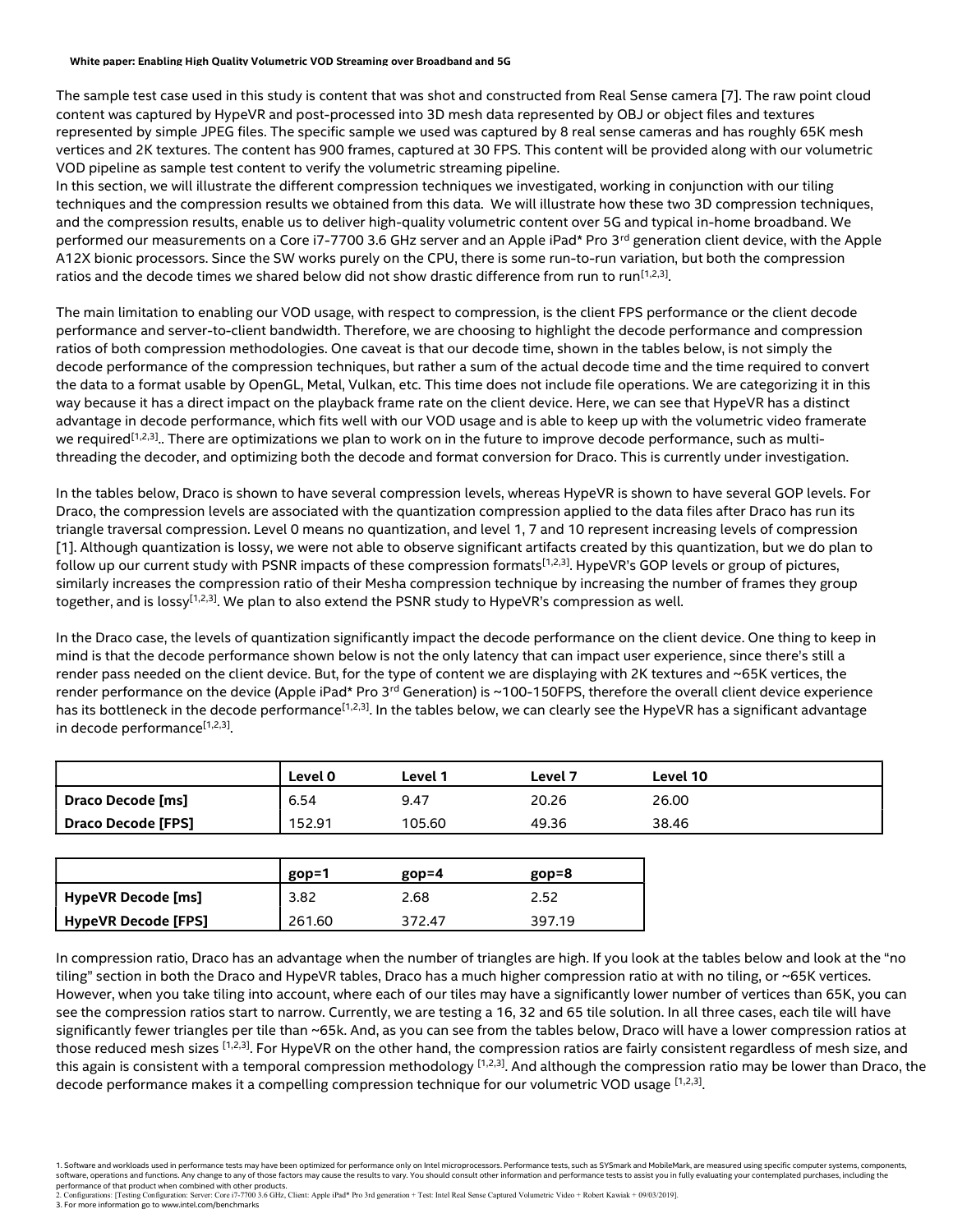The sample test case used in this study is content that was shot and constructed from Real Sense camera [7]. The raw point cloud content was captured by HypeVR and post-processed into 3D mesh data represented by OBJ or object files and textures represented by simple JPEG files. The specific sample we used was captured by 8 real sense cameras and has roughly 65K mesh vertices and 2K textures. The content has 900 frames, captured at 30 FPS. This content will be provided along with our volumetric VOD pipeline as sample test content to verify the volumetric streaming pipeline.
In this section, we will illustrate the different compression techniques we investigated, working in conjunction with our tiling techniques and the compression results we obtained from this data. We will illustrate how these two 3D compression techniques, and the compression results, enable us to deliver high-quality volumetric content over 5G and typical in-home broadband. We performed our measurements on a Core i7-7700 3.6 GHz server and an Apple iPad* Pro 3rd generation client device, with the Apple A12X bionic processors. Since the SW works purely on the CPU, there is some run-to-run variation, but both the compression ratios and the decode times we shared below did not show drastic difference from run to run[1,2,3].

The main limitation to enabling our VOD usage, with respect to compression, is the client FPS performance or the client decode performance and server-to-client bandwidth. Therefore, we are choosing to highlight the decode performance and compression ratios of both compression methodologies. One caveat is that our decode time, shown in the tables below, is not simply the decode performance of the compression techniques, but rather a sum of the actual decode time and the time required to convert the data to a format usable by OpenGL, Metal, Vulkan, etc. This time does not include file operations. We are categorizing it in this way because it has a direct impact on the playback frame rate on the client device. Here, we can see that HypeVR has a distinct advantage in decode performance, which fits well with our VOD usage and is able to keep up with the volumetric video framerate we required[1,2,3].. There are optimizations we plan to work on in the future to improve decode performance, such as multi-threading the decoder, and optimizing both the decode and format conversion for Draco. This is currently under investigation.

In the tables below, Draco is shown to have several compression levels, whereas HypeVR is shown to have several GOP levels. For Draco, the compression levels are associated with the quantization compression applied to the data files after Draco has run its triangle traversal compression. Level 0 means no quantization, and level 1, 7 and 10 represent increasing levels of compression [1]. Although quantization is lossy, we were not able to observe significant artifacts created by this quantization, but we do plan to follow up our current study with PSNR impacts of these compression formats[1,2,3]. HypeVR's GOP levels or group of pictures, similarly increases the compression ratio of their Mesha compression technique by increasing the number of frames they group together, and is lossy[1,2,3]. We plan to also extend the PSNR study to HypeVR's compression as well.

In the Draco case, the levels of quantization significantly impact the decode performance on the client device. One thing to keep in mind is that the decode performance shown below is not the only latency that can impact user experience, since there's still a render pass needed on the client device. But, for the type of content we are displaying with 2K textures and ~65K vertices, the render performance on the device (Apple iPad* Pro 3rd Generation) is ~100-150FPS, therefore the overall client device experience has its bottleneck in the decode performance[1,2,3]. In the tables below, we can clearly see the HypeVR has a significant advantage in decode performance[1,2,3].

| | **Level 0** | **Level 1** | **Level 7** | **Level 10** |
|---|---|---|---|---|
| **Draco Decode [ms]** | 6.54 | 9.47 | 20.26 | 26.00 |
| **Draco Decode [FPS]** | 152.91 | 105.60 | 49.36 | 38.46 |

| | **gop=1** | **gop=4** | **gop=8** |
|---|---|---|---|
| **HypeVR Decode [ms]** | 3.82 | 2.68 | 2.52 |
| **HypeVR Decode [FPS]** | 261.60 | 372.47 | 397.19 |

In compression ratio, Draco has an advantage when the number of triangles are high. If you look at the tables below and look at the "no tiling" section in both the Draco and HypeVR tables, Draco has a much higher compression ratio at with no tiling, or ~65K vertices. However, when you take tiling into account, where each of our tiles may have a significantly lower number of vertices than 65K, you can see the compression ratios start to narrow. Currently, we are testing a 16, 32 and 65 tile solution. In all three cases, each tile will have significantly fewer triangles per tile than ~65k. And, as you can see from the tables below, Draco will have a lower compression ratios at those reduced mesh sizes [1,2,3]. For HypeVR on the other hand, the compression ratios are fairly consistent regardless of mesh size, and this again is consistent with a temporal compression methodology [1,2,3]. And although the compression ratio may be lower than Draco, the decode performance makes it a compelling compression technique for our volumetric VOD usage [1,2,3].

1. Software and workloads used in performance tests may have been optimized for performance only on Intel microprocessors. Performance tests, such as SYSmark and MobileMark, are measured using specific computer systems, components, software, operations and functions. Any change to any of those factors may cause the results to vary. You should consult other information and performance tests to assist you in fully evaluating your contemplated purchases, including the performance of that product when combined with other products.
2. Configurations: [Testing Configuration: Server: Core i7-7700 3.6 GHz, Client: Apple iPad* Pro 3rd generation + Test: Intel Real Sense Captured Volumetric Video + Robert Kawiak + 09/03/2019].
3. For more information go to www.intel.com/benchmarks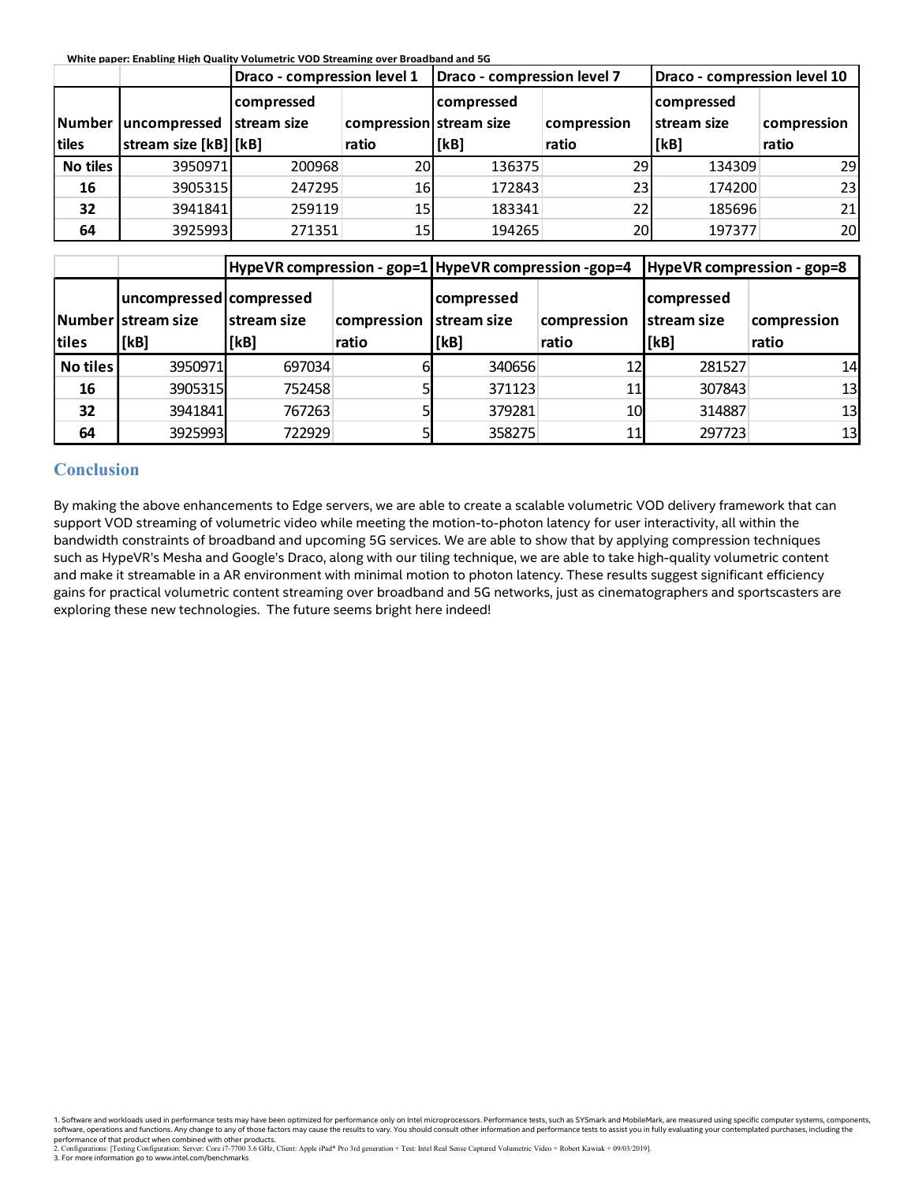| | | Draco - compression level 1 | | Draco - compression level 7 | | Draco - compression level 10 | |
|---|---|---|---|---|---|---|---|
| Number tiles | uncompressed stream size [kB] | compressed stream size [kB] | compression ratio | compressed stream size [kB] | compression ratio | compressed stream size [kB] | compression ratio |
| No tiles | 3950971 | 200968 | 20 | 136375 | 29 | 134309 | 29 |
| 16 | 3905315 | 247295 | 16 | 172843 | 23 | 174200 | 23 |
| 32 | 3941841 | 259119 | 15 | 183341 | 22 | 185696 | 21 |
| 64 | 3925993 | 271351 | 15 | 194265 | 20 | 197377 | 20 |

| | | HypeVR compression - gop=1 | | HypeVR compression -gop=4 | | HypeVR compression - gop=8 | |
|---|---|---|---|---|---|---|---|
| Number tiles | uncompressed stream size [kB] | compressed stream size [kB] | compression ratio | compressed stream size [kB] | compression ratio | compressed stream size [kB] | compression ratio |
| No tiles | 3950971 | 697034 | 6 | 340656 | 12 | 281527 | 14 |
| 16 | 3905315 | 752458 | 5 | 371123 | 11 | 307843 | 13 |
| 32 | 3941841 | 767263 | 5 | 379281 | 10 | 314887 | 13 |
| 64 | 3925993 | 722929 | 5 | 358275 | 11 | 297723 | 13 |

## Conclusion

By making the above enhancements to Edge servers, we are able to create a scalable volumetric VOD delivery framework that can support VOD streaming of volumetric video while meeting the motion-to-photon latency for user interactivity, all within the bandwidth constraints of broadband and upcoming 5G services. We are able to show that by applying compression techniques such as HypeVR's Mesha and Google's Draco, along with our tiling technique, we are able to take high-quality volumetric content and make it streamable in a AR environment with minimal motion to photon latency. These results suggest significant efficiency gains for practical volumetric content streaming over broadband and 5G networks, just as cinematographers and sportscasters are exploring these new technologies. The future seems bright here indeed!

1. Software and workloads used in performance tests may have been optimized for performance only on Intel microprocessors. Performance tests, such as SYSmark and MobileMark, are measured using specific computer systems, components, software, operations and functions. Any change to any of those factors may cause the results to vary. You should consult other information and performance tests to assist you in fully evaluating your contemplated purchases, including the performance of that product when combined with other products.
2. Configurations: [Testing Configuration: Server: Core i7-7700 3.6 GHz, Client: Apple iPad* Pro 3rd generation + Test: Intel Real Sense Captured Volumetric Video + Robert Kawiak + 09/03/2019].
3. For more information go to www.intel.com/benchmarks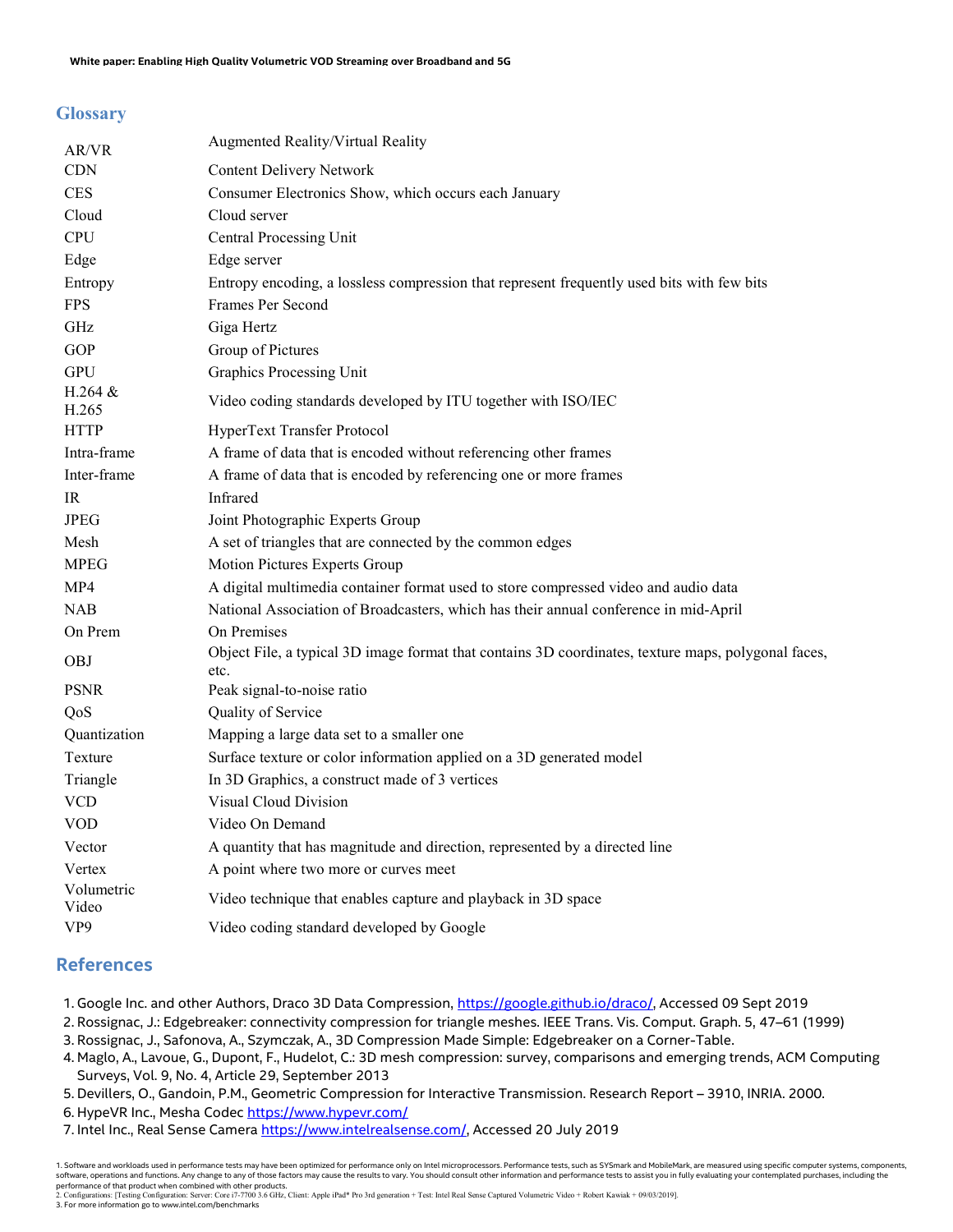## Glossary

| | |
|---|---|
| AR/VR | Augmented Reality/Virtual Reality |
| CDN | Content Delivery Network |
| CES | Consumer Electronics Show, which occurs each January |
| Cloud | Cloud server |
| CPU | Central Processing Unit |
| Edge | Edge server |
| Entropy | Entropy encoding, a lossless compression that represent frequently used bits with few bits |
| FPS | Frames Per Second |
| GHz | Giga Hertz |
| GOP | Group of Pictures |
| GPU | Graphics Processing Unit |
| H.264 & H.265 | Video coding standards developed by ITU together with ISO/IEC |
| HTTP | HyperText Transfer Protocol |
| Intra-frame | A frame of data that is encoded without referencing other frames |
| Inter-frame | A frame of data that is encoded by referencing one or more frames |
| IR | Infrared |
| JPEG | Joint Photographic Experts Group |
| Mesh | A set of triangles that are connected by the common edges |
| MPEG | Motion Pictures Experts Group |
| MP4 | A digital multimedia container format used to store compressed video and audio data |
| NAB | National Association of Broadcasters, which has their annual conference in mid-April |
| On Prem | On Premises |
| OBJ | Object File, a typical 3D image format that contains 3D coordinates, texture maps, polygonal faces, etc. |
| PSNR | Peak signal-to-noise ratio |
| QoS | Quality of Service |
| Quantization | Mapping a large data set to a smaller one |
| Texture | Surface texture or color information applied on a 3D generated model |
| Triangle | In 3D Graphics, a construct made of 3 vertices |
| VCD | Visual Cloud Division |
| VOD | Video On Demand |
| Vector | A quantity that has magnitude and direction, represented by a directed line |
| Vertex | A point where two more or curves meet |
| Volumetric Video | Video technique that enables capture and playback in 3D space |
| VP9 | Video coding standard developed by Google |

## References

1. Google Inc. and other Authors, Draco 3D Data Compression, https://google.github.io/draco/, Accessed 09 Sept 2019
2. Rossignac, J.: Edgebreaker: connectivity compression for triangle meshes. IEEE Trans. Vis. Comput. Graph. 5, 47–61 (1999)
3. Rossignac, J., Safonova, A., Szymczak, A., 3D Compression Made Simple: Edgebreaker on a Corner-Table.
4. Maglo, A., Lavoue, G., Dupont, F., Hudelot, C.: 3D mesh compression: survey, comparisons and emerging trends, ACM Computing Surveys, Vol. 9, No. 4, Article 29, September 2013
5. Devillers, O., Gandoin, P.M., Geometric Compression for Interactive Transmission. Research Report – 3910, INRIA. 2000.
6. HypeVR Inc., Mesha Codec https://www.hypevr.com/
7. Intel Inc., Real Sense Camera https://www.intelrealsense.com/, Accessed 20 July 2019

1. Software and workloads used in performance tests may have been optimized for performance only on Intel microprocessors. Performance tests, such as SYSmark and MobileMark, are measured using specific computer systems, components, software, operations and functions. Any change to any of those factors may cause the results to vary. You should consult other information and performance tests to assist you in fully evaluating your contemplated purchases, including the performance of that product when combined with other products.
2. Configurations: [Testing Configuration: Server: Core i7-7700 3.6 GHz, Client: Apple iPad* Pro 3rd generation + Test: Intel Real Sense Captured Volumetric Video + Robert Kawiak + 09/03/2019].
3. For more information go to www.intel.com/benchmarks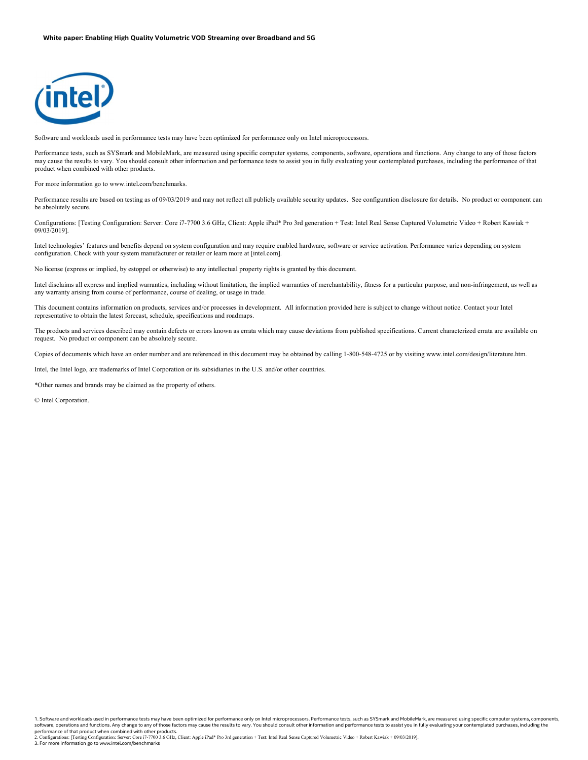Software and workloads used in performance tests may have been optimized for performance only on Intel microprocessors.

Performance tests, such as SYSmark and MobileMark, are measured using specific computer systems, components, software, operations and functions. Any change to any of those factors may cause the results to vary. You should consult other information and performance tests to assist you in fully evaluating your contemplated purchases, including the performance of that product when combined with other products.

For more information go to www.intel.com/benchmarks.

Performance results are based on testing as of 09/03/2019 and may not reflect all publicly available security updates. See configuration disclosure for details. No product or component can be absolutely secure.

Configurations: [Testing Configuration: Server: Core i7-7700 3.6 GHz, Client: Apple iPad* Pro 3rd generation + Test: Intel Real Sense Captured Volumetric Video + Robert Kawiak + 09/03/2019].

Intel technologies' features and benefits depend on system configuration and may require enabled hardware, software or service activation. Performance varies depending on system configuration. Check with your system manufacturer or retailer or learn more at [intel.com].

No license (express or implied, by estoppel or otherwise) to any intellectual property rights is granted by this document.

Intel disclaims all express and implied warranties, including without limitation, the implied warranties of merchantability, fitness for a particular purpose, and non-infringement, as well as any warranty arising from course of performance, course of dealing, or usage in trade.

This document contains information on products, services and/or processes in development. All information provided here is subject to change without notice. Contact your Intel representative to obtain the latest forecast, schedule, specifications and roadmaps.

The products and services described may contain defects or errors known as errata which may cause deviations from published specifications. Current characterized errata are available on request. No product or component can be absolutely secure.

Copies of documents which have an order number and are referenced in this document may be obtained by calling 1-800-548-4725 or by visiting www.intel.com/design/literature.htm.

Intel, the Intel logo, are trademarks of Intel Corporation or its subsidiaries in the U.S. and/or other countries.

*Other names and brands may be claimed as the property of others.

© Intel Corporation.

1. Software and workloads used in performance tests may have been optimized for performance only on Intel microprocessors. Performance tests, such as SYSmark and MobileMark, are measured using specific computer systems, components, software, operations and functions. Any change to any of those factors may cause the results to vary. You should consult other information and performance tests to assist you in fully evaluating your contemplated purchases, including the performance of that product when combined with other products.
2. Configurations: [Testing Configuration: Server: Core i7-7700 3.6 GHz, Client: Apple iPad* Pro 3rd generation + Test: Intel Real Sense Captured Volumetric Video + Robert Kawiak + 09/03/2019].
3. For more information go to www.intel.com/benchmarks